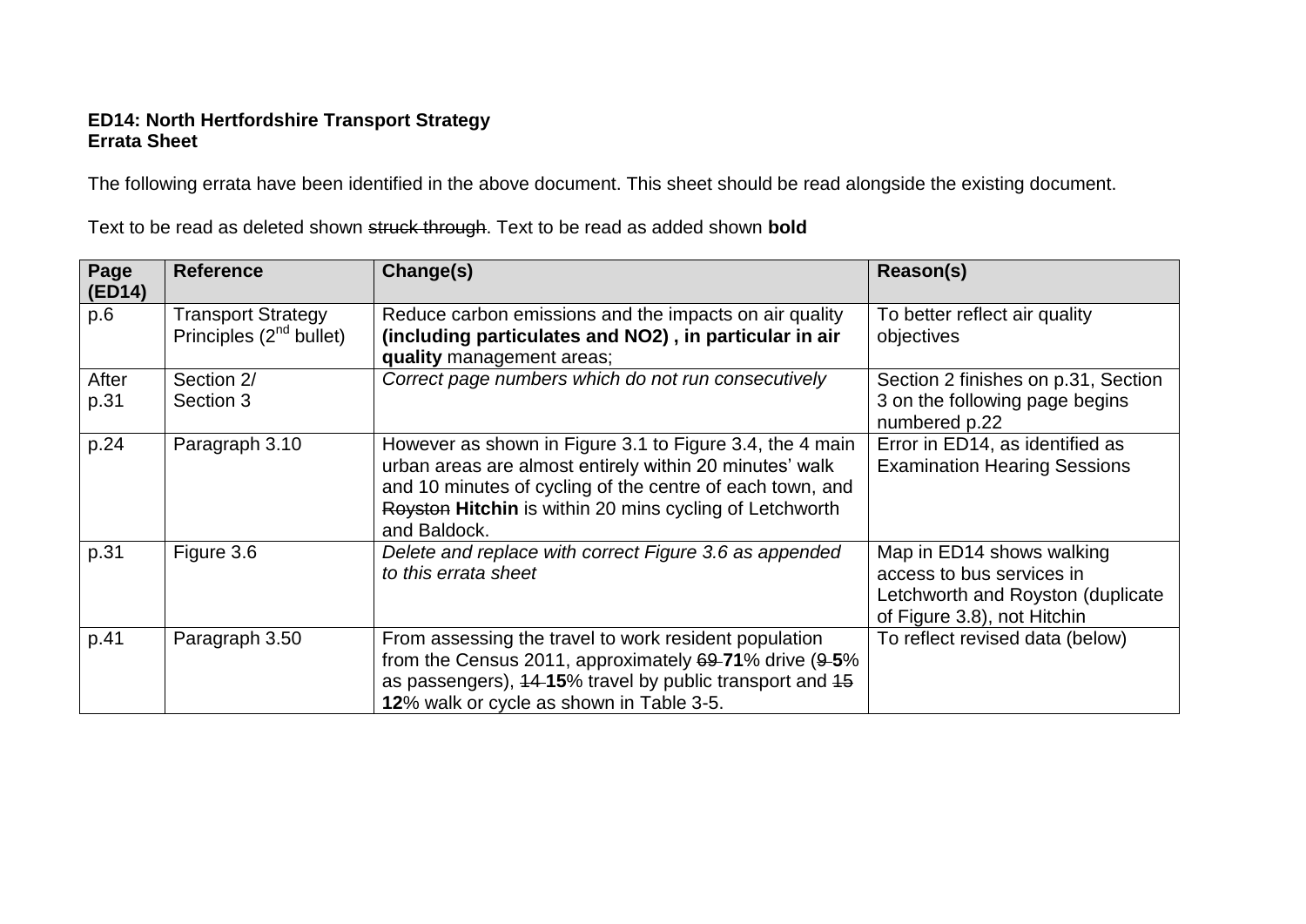**ED14: North Hertfordshire Transport Strategy**
**Errata Sheet**

The following errata have been identified in the above document. This sheet should be read alongside the existing document.

Text to be read as deleted shown ~~struck through~~. Text to be read as added shown **bold**

| Page (ED14) | Reference | Change(s) | Reason(s) |
|---|---|---|---|
| p.6 | Transport Strategy Principles (2nd bullet) | Reduce carbon emissions and the impacts on air quality **(including particulates and NO2) , in particular in air quality** management areas; | To better reflect air quality objectives |
| After p.31 | Section 2/ Section 3 | *Correct page numbers which do not run consecutively* | Section 2 finishes on p.31, Section 3 on the following page begins numbered p.22 |
| p.24 | Paragraph 3.10 | However as shown in Figure 3.1 to Figure 3.4, the 4 main urban areas are almost entirely within 20 minutes' walk and 10 minutes of cycling of the centre of each town, and ~~Royston~~ **Hitchin** is within 20 mins cycling of Letchworth and Baldock. | Error in ED14, as identified as Examination Hearing Sessions |
| p.31 | Figure 3.6 | *Delete and replace with correct Figure 3.6 as appended to this errata sheet* | Map in ED14 shows walking access to bus services in Letchworth and Royston (duplicate of Figure 3.8), not Hitchin |
| p.41 | Paragraph 3.50 | From assessing the travel to work resident population from the Census 2011, approximately ~~69~~ **71**% drive (~~9~~ **5**% as passengers), ~~14~~ **15**% travel by public transport and ~~15~~ **12**% walk or cycle as shown in Table 3-5. | To reflect revised data (below) |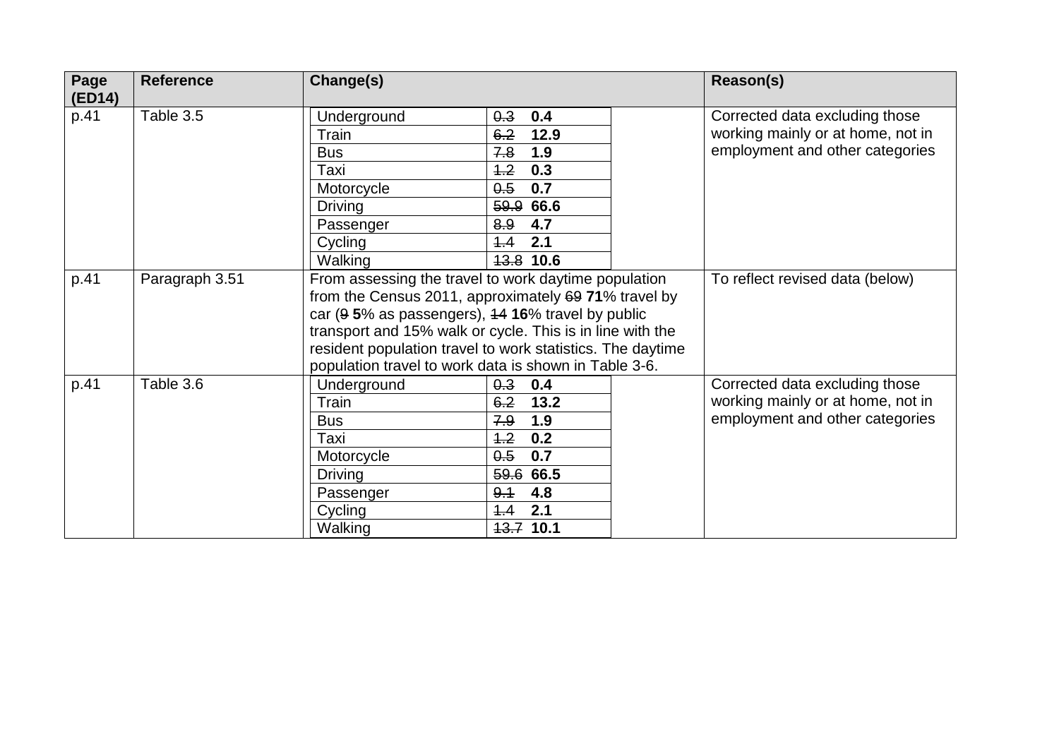| Page (ED14) | Reference | Change(s) | Reason(s) |
|---|---|---|---|
| p.41 | Table 3.5 | Underground ~~0.3~~ **0.4**<br>Train ~~6.2~~ **12.9**<br>Bus ~~7.8~~ **1.9**<br>Taxi ~~1.2~~ **0.3**<br>Motorcycle ~~0.5~~ **0.7**<br>Driving ~~59.9~~ **66.6**<br>Passenger ~~8.9~~ **4.7**<br>Cycling ~~1.4~~ **2.1**<br>Walking ~~13.8~~ **10.6** | Corrected data excluding those working mainly or at home, not in employment and other categories |
| p.41 | Paragraph 3.51 | From assessing the travel to work daytime population from the Census 2011, approximately ~~69~~ **71**% travel by car (~~9~~ **5**% as passengers), ~~14~~ **16**% travel by public transport and 15% walk or cycle. This is in line with the resident population travel to work statistics. The daytime population travel to work data is shown in Table 3-6. | To reflect revised data (below) |
| p.41 | Table 3.6 | Underground ~~0.3~~ **0.4**<br>Train ~~6.2~~ **13.2**<br>Bus ~~7.9~~ **1.9**<br>Taxi ~~1.2~~ **0.2**<br>Motorcycle ~~0.5~~ **0.7**<br>Driving ~~59.6~~ **66.5**<br>Passenger ~~9.1~~ **4.8**<br>Cycling ~~1.4~~ **2.1**<br>Walking ~~13.7~~ **10.1** | Corrected data excluding those working mainly or at home, not in employment and other categories |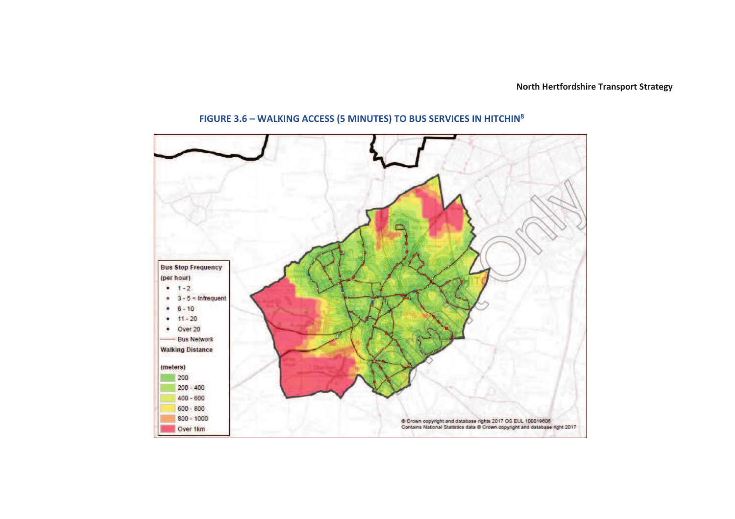## FIGURE 3.6 – WALKING ACCESS (5 MINUTES) TO BUS SERVICES IN HITCHIN[8]

Bus Stop Frequency (per hour)
- 1 - 2
- 3 - 5 < Infrequent
- 6 - 10
- 11 - 20
- Over 20

Bus Network

Walking Distance (meters)
- 200
- 200 - 400
- 400 - 600
- 600 - 800
- 800 - 1000
- Over 1km

© Crown copyright and database rights 2017 OS EUL 100019606
Contains National Statistics data © Crown copyright and database right 2017